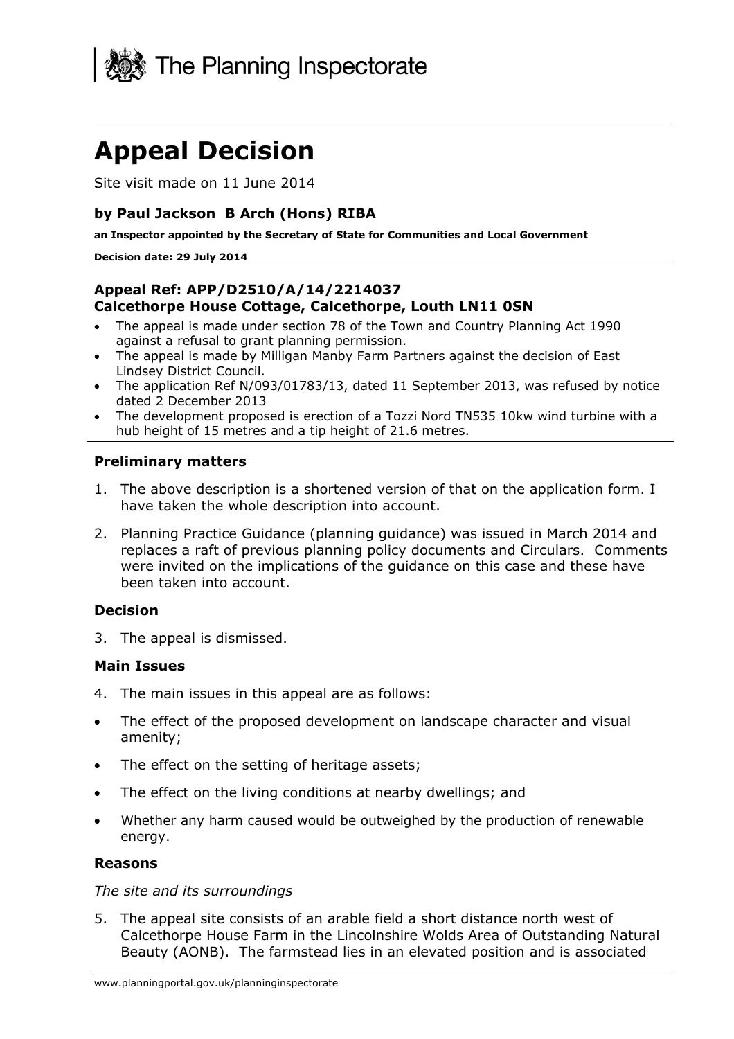The Planning Inspectorate

# Appeal Decision

Site visit made on 11 June 2014

**by Paul Jackson B Arch (Hons) RIBA**

**an Inspector appointed by the Secretary of State for Communities and Local Government**

**Decision date: 29 July 2014**

**Appeal Ref: APP/D2510/A/14/2214037**
**Calcethorpe House Cottage, Calcethorpe, Louth LN11 0SN**

- The appeal is made under section 78 of the Town and Country Planning Act 1990 against a refusal to grant planning permission.
- The appeal is made by Milligan Manby Farm Partners against the decision of East Lindsey District Council.
- The application Ref N/093/01783/13, dated 11 September 2013, was refused by notice dated 2 December 2013
- The development proposed is erection of a Tozzi Nord TN535 10kw wind turbine with a hub height of 15 metres and a tip height of 21.6 metres.

### Preliminary matters

1. The above description is a shortened version of that on the application form. I have taken the whole description into account.
2. Planning Practice Guidance (planning guidance) was issued in March 2014 and replaces a raft of previous planning policy documents and Circulars. Comments were invited on the implications of the guidance on this case and these have been taken into account.

### Decision

3. The appeal is dismissed.

### Main Issues

4. The main issues in this appeal are as follows:

- The effect of the proposed development on landscape character and visual amenity;
- The effect on the setting of heritage assets;
- The effect on the living conditions at nearby dwellings; and
- Whether any harm caused would be outweighed by the production of renewable energy.

### Reasons

*The site and its surroundings*

5. The appeal site consists of an arable field a short distance north west of Calcethorpe House Farm in the Lincolnshire Wolds Area of Outstanding Natural Beauty (AONB). The farmstead lies in an elevated position and is associated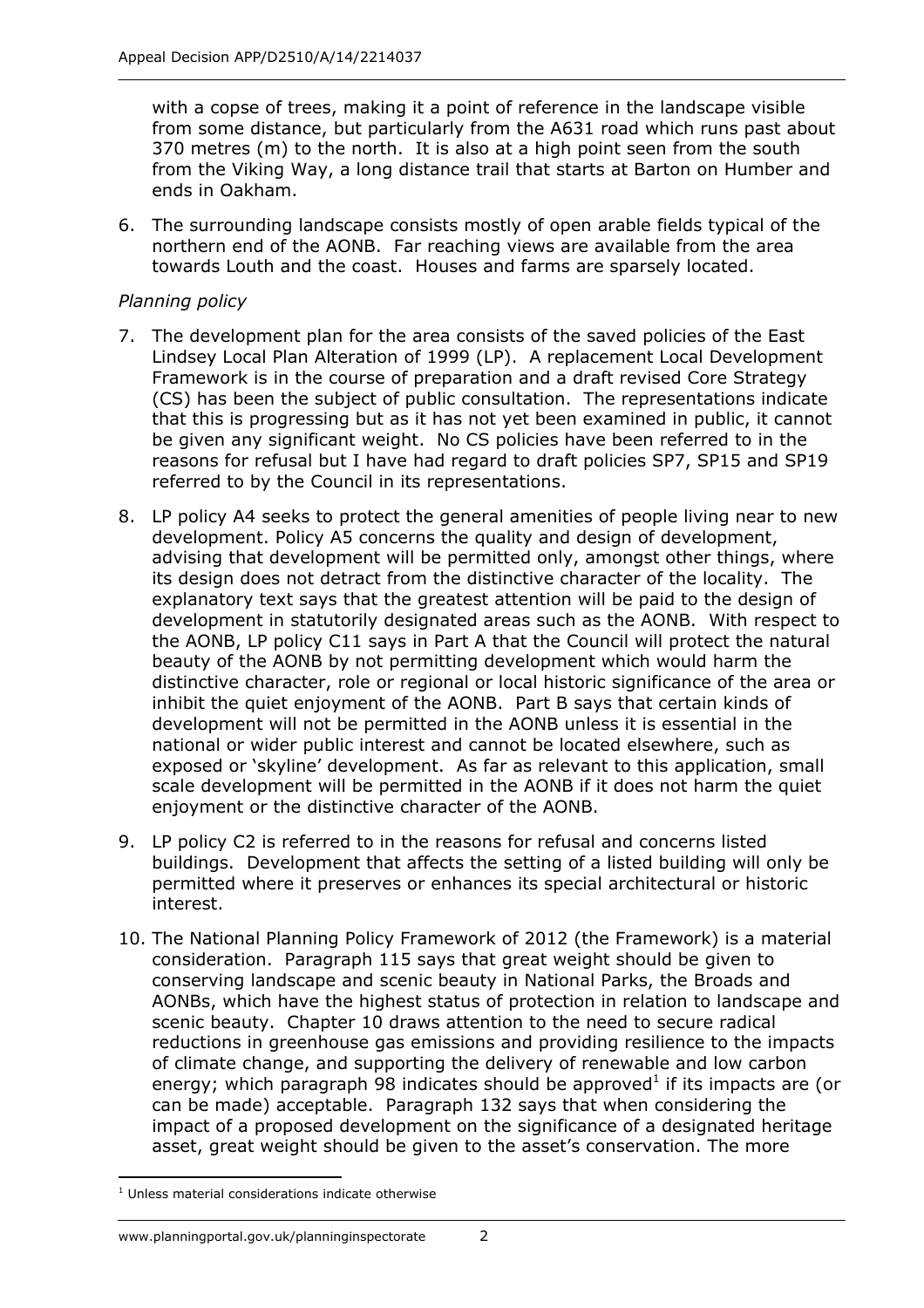with a copse of trees, making it a point of reference in the landscape visible from some distance, but particularly from the A631 road which runs past about 370 metres (m) to the north. It is also at a high point seen from the south from the Viking Way, a long distance trail that starts at Barton on Humber and ends in Oakham.

6. The surrounding landscape consists mostly of open arable fields typical of the northern end of the AONB. Far reaching views are available from the area towards Louth and the coast. Houses and farms are sparsely located.

*Planning policy*

7. The development plan for the area consists of the saved policies of the East Lindsey Local Plan Alteration of 1999 (LP). A replacement Local Development Framework is in the course of preparation and a draft revised Core Strategy (CS) has been the subject of public consultation. The representations indicate that this is progressing but as it has not yet been examined in public, it cannot be given any significant weight. No CS policies have been referred to in the reasons for refusal but I have had regard to draft policies SP7, SP15 and SP19 referred to by the Council in its representations.

8. LP policy A4 seeks to protect the general amenities of people living near to new development. Policy A5 concerns the quality and design of development, advising that development will be permitted only, amongst other things, where its design does not detract from the distinctive character of the locality. The explanatory text says that the greatest attention will be paid to the design of development in statutorily designated areas such as the AONB. With respect to the AONB, LP policy C11 says in Part A that the Council will protect the natural beauty of the AONB by not permitting development which would harm the distinctive character, role or regional or local historic significance of the area or inhibit the quiet enjoyment of the AONB. Part B says that certain kinds of development will not be permitted in the AONB unless it is essential in the national or wider public interest and cannot be located elsewhere, such as exposed or 'skyline' development. As far as relevant to this application, small scale development will be permitted in the AONB if it does not harm the quiet enjoyment or the distinctive character of the AONB.

9. LP policy C2 is referred to in the reasons for refusal and concerns listed buildings. Development that affects the setting of a listed building will only be permitted where it preserves or enhances its special architectural or historic interest.

10. The National Planning Policy Framework of 2012 (the Framework) is a material consideration. Paragraph 115 says that great weight should be given to conserving landscape and scenic beauty in National Parks, the Broads and AONBs, which have the highest status of protection in relation to landscape and scenic beauty. Chapter 10 draws attention to the need to secure radical reductions in greenhouse gas emissions and providing resilience to the impacts of climate change, and supporting the delivery of renewable and low carbon energy; which paragraph 98 indicates should be approved[1] if its impacts are (or can be made) acceptable. Paragraph 132 says that when considering the impact of a proposed development on the significance of a designated heritage asset, great weight should be given to the asset's conservation. The more

[1] Unless material considerations indicate otherwise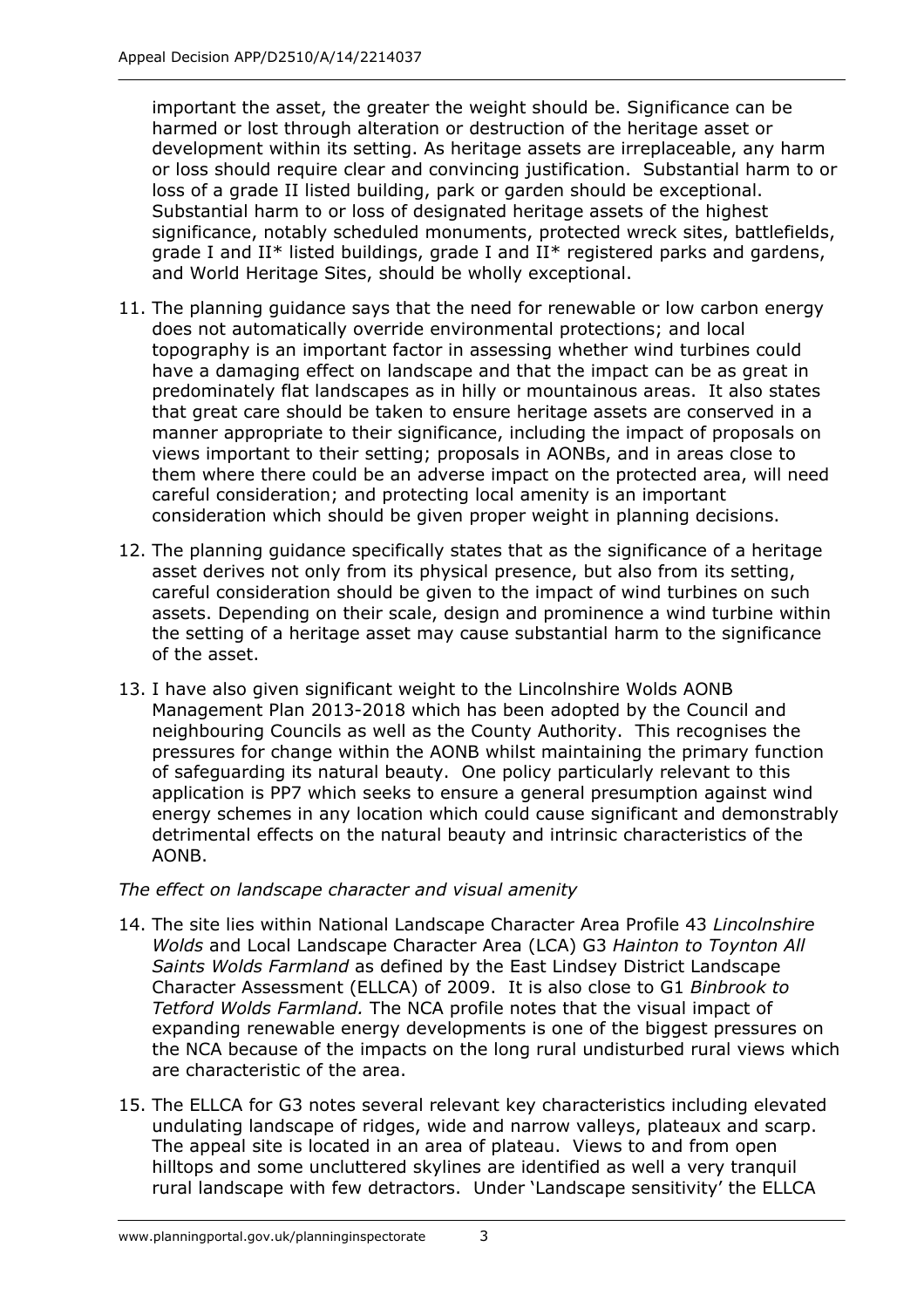important the asset, the greater the weight should be. Significance can be harmed or lost through alteration or destruction of the heritage asset or development within its setting. As heritage assets are irreplaceable, any harm or loss should require clear and convincing justification. Substantial harm to or loss of a grade II listed building, park or garden should be exceptional. Substantial harm to or loss of designated heritage assets of the highest significance, notably scheduled monuments, protected wreck sites, battlefields, grade I and II* listed buildings, grade I and II* registered parks and gardens, and World Heritage Sites, should be wholly exceptional.

11. The planning guidance says that the need for renewable or low carbon energy does not automatically override environmental protections; and local topography is an important factor in assessing whether wind turbines could have a damaging effect on landscape and that the impact can be as great in predominately flat landscapes as in hilly or mountainous areas. It also states that great care should be taken to ensure heritage assets are conserved in a manner appropriate to their significance, including the impact of proposals on views important to their setting; proposals in AONBs, and in areas close to them where there could be an adverse impact on the protected area, will need careful consideration; and protecting local amenity is an important consideration which should be given proper weight in planning decisions.

12. The planning guidance specifically states that as the significance of a heritage asset derives not only from its physical presence, but also from its setting, careful consideration should be given to the impact of wind turbines on such assets. Depending on their scale, design and prominence a wind turbine within the setting of a heritage asset may cause substantial harm to the significance of the asset.

13. I have also given significant weight to the Lincolnshire Wolds AONB Management Plan 2013-2018 which has been adopted by the Council and neighbouring Councils as well as the County Authority. This recognises the pressures for change within the AONB whilst maintaining the primary function of safeguarding its natural beauty. One policy particularly relevant to this application is PP7 which seeks to ensure a general presumption against wind energy schemes in any location which could cause significant and demonstrably detrimental effects on the natural beauty and intrinsic characteristics of the AONB.

*The effect on landscape character and visual amenity*

14. The site lies within National Landscape Character Area Profile 43 *Lincolnshire Wolds* and Local Landscape Character Area (LCA) G3 *Hainton to Toynton All Saints Wolds Farmland* as defined by the East Lindsey District Landscape Character Assessment (ELLCA) of 2009. It is also close to G1 *Binbrook to Tetford Wolds Farmland.* The NCA profile notes that the visual impact of expanding renewable energy developments is one of the biggest pressures on the NCA because of the impacts on the long rural undisturbed rural views which are characteristic of the area.

15. The ELLCA for G3 notes several relevant key characteristics including elevated undulating landscape of ridges, wide and narrow valleys, plateaux and scarp. The appeal site is located in an area of plateau. Views to and from open hilltops and some uncluttered skylines are identified as well a very tranquil rural landscape with few detractors. Under 'Landscape sensitivity' the ELLCA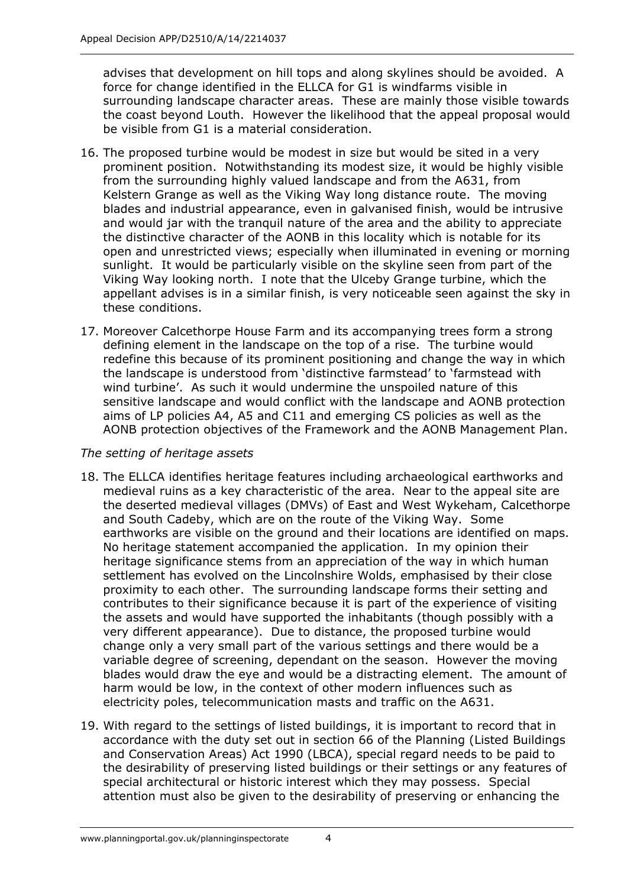advises that development on hill tops and along skylines should be avoided. A force for change identified in the ELLCA for G1 is windfarms visible in surrounding landscape character areas. These are mainly those visible towards the coast beyond Louth. However the likelihood that the appeal proposal would be visible from G1 is a material consideration.

16. The proposed turbine would be modest in size but would be sited in a very prominent position. Notwithstanding its modest size, it would be highly visible from the surrounding highly valued landscape and from the A631, from Kelstern Grange as well as the Viking Way long distance route. The moving blades and industrial appearance, even in galvanised finish, would be intrusive and would jar with the tranquil nature of the area and the ability to appreciate the distinctive character of the AONB in this locality which is notable for its open and unrestricted views; especially when illuminated in evening or morning sunlight. It would be particularly visible on the skyline seen from part of the Viking Way looking north. I note that the Ulceby Grange turbine, which the appellant advises is in a similar finish, is very noticeable seen against the sky in these conditions.

17. Moreover Calcethorpe House Farm and its accompanying trees form a strong defining element in the landscape on the top of a rise. The turbine would redefine this because of its prominent positioning and change the way in which the landscape is understood from 'distinctive farmstead' to 'farmstead with wind turbine'. As such it would undermine the unspoiled nature of this sensitive landscape and would conflict with the landscape and AONB protection aims of LP policies A4, A5 and C11 and emerging CS policies as well as the AONB protection objectives of the Framework and the AONB Management Plan.

*The setting of heritage assets*

18. The ELLCA identifies heritage features including archaeological earthworks and medieval ruins as a key characteristic of the area. Near to the appeal site are the deserted medieval villages (DMVs) of East and West Wykeham, Calcethorpe and South Cadeby, which are on the route of the Viking Way. Some earthworks are visible on the ground and their locations are identified on maps. No heritage statement accompanied the application. In my opinion their heritage significance stems from an appreciation of the way in which human settlement has evolved on the Lincolnshire Wolds, emphasised by their close proximity to each other. The surrounding landscape forms their setting and contributes to their significance because it is part of the experience of visiting the assets and would have supported the inhabitants (though possibly with a very different appearance). Due to distance, the proposed turbine would change only a very small part of the various settings and there would be a variable degree of screening, dependant on the season. However the moving blades would draw the eye and would be a distracting element. The amount of harm would be low, in the context of other modern influences such as electricity poles, telecommunication masts and traffic on the A631.

19. With regard to the settings of listed buildings, it is important to record that in accordance with the duty set out in section 66 of the Planning (Listed Buildings and Conservation Areas) Act 1990 (LBCA), special regard needs to be paid to the desirability of preserving listed buildings or their settings or any features of special architectural or historic interest which they may possess. Special attention must also be given to the desirability of preserving or enhancing the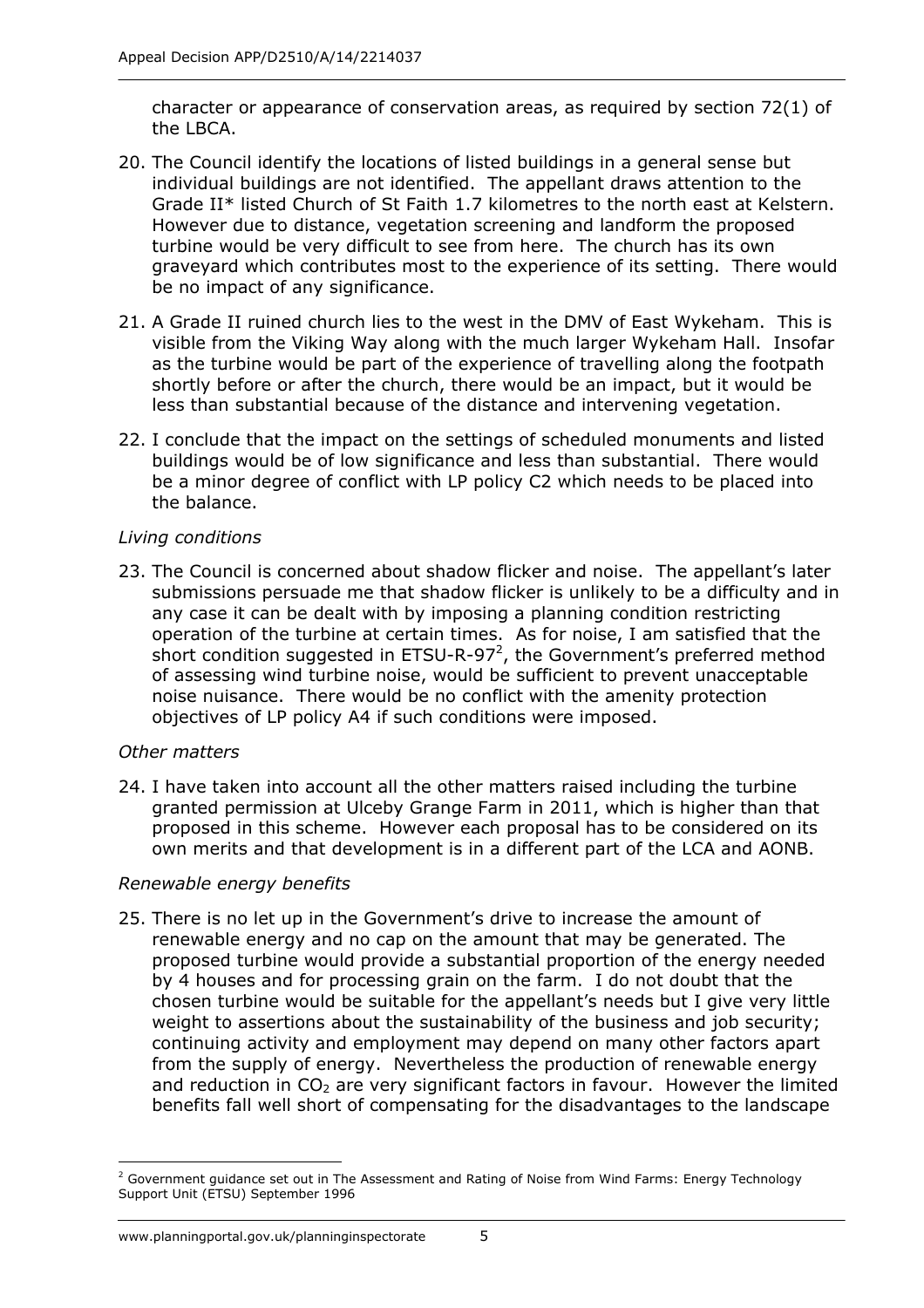character or appearance of conservation areas, as required by section 72(1) of the LBCA.

20. The Council identify the locations of listed buildings in a general sense but individual buildings are not identified. The appellant draws attention to the Grade II* listed Church of St Faith 1.7 kilometres to the north east at Kelstern. However due to distance, vegetation screening and landform the proposed turbine would be very difficult to see from here. The church has its own graveyard which contributes most to the experience of its setting. There would be no impact of any significance.

21. A Grade II ruined church lies to the west in the DMV of East Wykeham. This is visible from the Viking Way along with the much larger Wykeham Hall. Insofar as the turbine would be part of the experience of travelling along the footpath shortly before or after the church, there would be an impact, but it would be less than substantial because of the distance and intervening vegetation.

22. I conclude that the impact on the settings of scheduled monuments and listed buildings would be of low significance and less than substantial. There would be a minor degree of conflict with LP policy C2 which needs to be placed into the balance.

*Living conditions*

23. The Council is concerned about shadow flicker and noise. The appellant's later submissions persuade me that shadow flicker is unlikely to be a difficulty and in any case it can be dealt with by imposing a planning condition restricting operation of the turbine at certain times. As for noise, I am satisfied that the short condition suggested in ETSU-R-97[2], the Government's preferred method of assessing wind turbine noise, would be sufficient to prevent unacceptable noise nuisance. There would be no conflict with the amenity protection objectives of LP policy A4 if such conditions were imposed.

*Other matters*

24. I have taken into account all the other matters raised including the turbine granted permission at Ulceby Grange Farm in 2011, which is higher than that proposed in this scheme. However each proposal has to be considered on its own merits and that development is in a different part of the LCA and AONB.

*Renewable energy benefits*

25. There is no let up in the Government's drive to increase the amount of renewable energy and no cap on the amount that may be generated. The proposed turbine would provide a substantial proportion of the energy needed by 4 houses and for processing grain on the farm. I do not doubt that the chosen turbine would be suitable for the appellant's needs but I give very little weight to assertions about the sustainability of the business and job security; continuing activity and employment may depend on many other factors apart from the supply of energy. Nevertheless the production of renewable energy and reduction in $CO_2$ are very significant factors in favour. However the limited benefits fall well short of compensating for the disadvantages to the landscape

[2] Government guidance set out in The Assessment and Rating of Noise from Wind Farms: Energy Technology Support Unit (ETSU) September 1996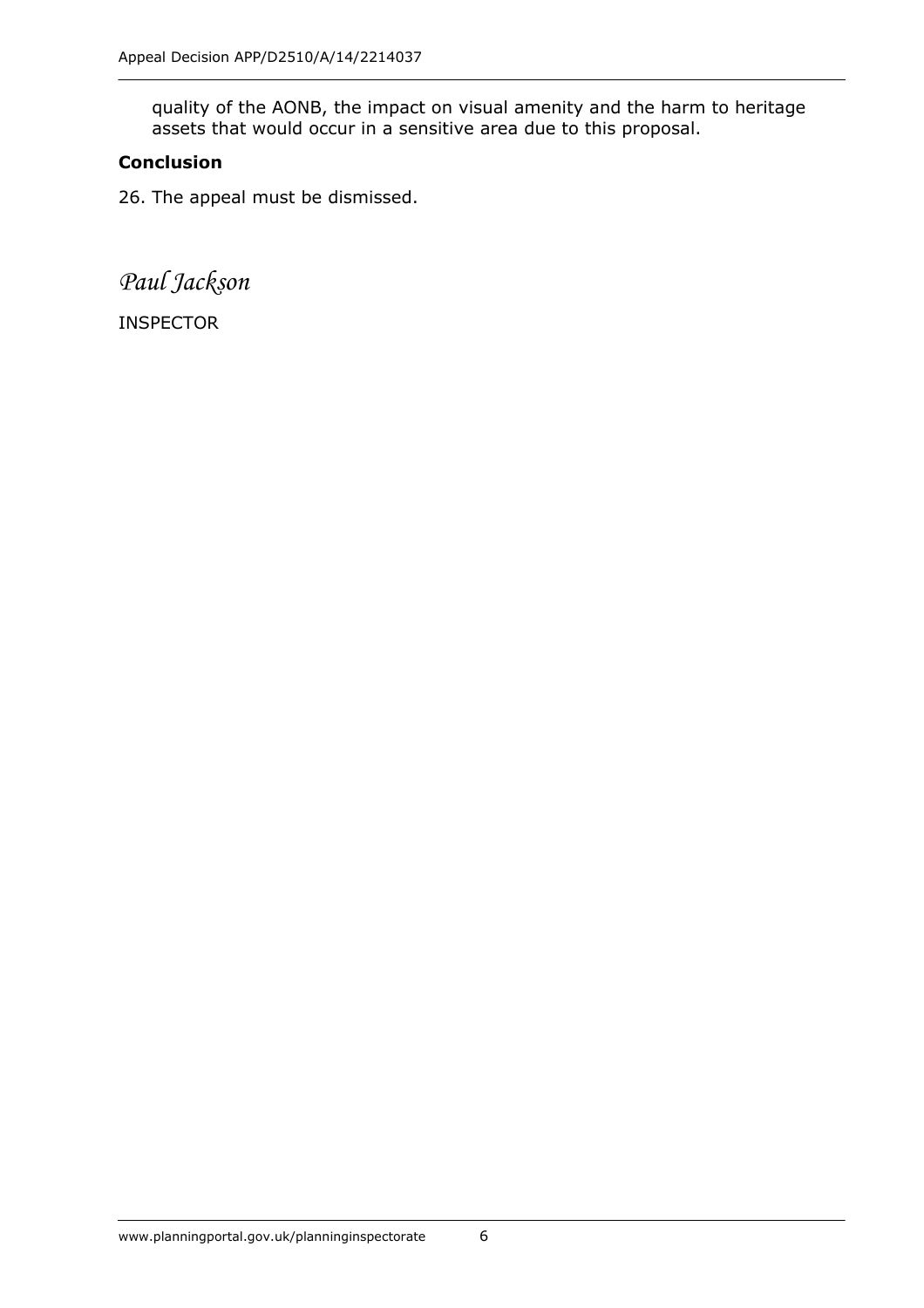quality of the AONB, the impact on visual amenity and the harm to heritage assets that would occur in a sensitive area due to this proposal.

**Conclusion**

26. The appeal must be dismissed.

*Paul Jackson*

INSPECTOR